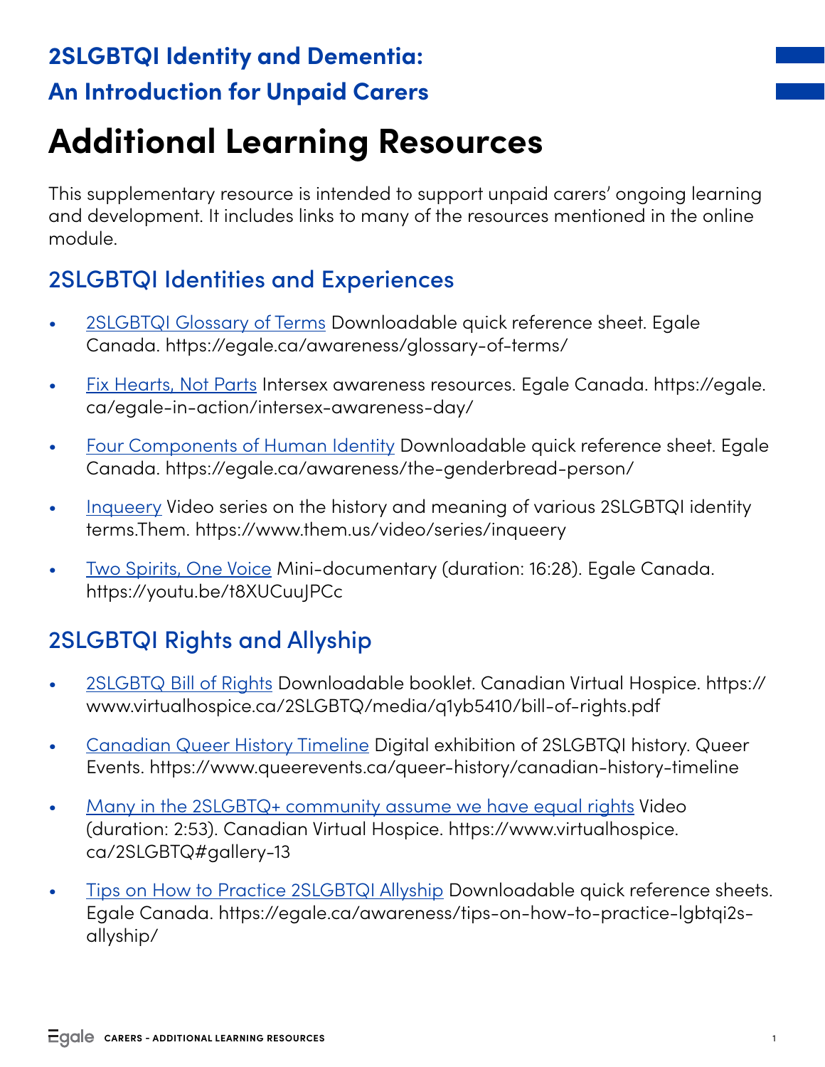## 2SLGBTQI Identity and Dementia: An Introduction for Unpaid Carers

# Additional Learning Resources

This supplementary resource is intended to support unpaid carers' ongoing learning and development. It includes links to many of the resources mentioned in the online module.

## 2SLGBTQI Identities and Experiences

- 2SLGBTQI Glossary of Terms Downloadable quick reference sheet. Egale Canada. https://egale.ca/awareness/glossary-of-terms/
- Fix Hearts, Not Parts Intersex awareness resources. Egale Canada. https://egale.ca/egale-in-action/intersex-awareness-day/
- Four Components of Human Identity Downloadable quick reference sheet. Egale Canada. https://egale.ca/awareness/the-genderbread-person/
- Inqueery Video series on the history and meaning of various 2SLGBTQI identity terms.Them. https://www.them.us/video/series/inqueery
- Two Spirits, One Voice Mini-documentary (duration: 16:28). Egale Canada. https://youtu.be/t8XUCuuJPCc

## 2SLGBTQI Rights and Allyship

- 2SLGBTQ Bill of Rights Downloadable booklet. Canadian Virtual Hospice. https://www.virtualhospice.ca/2SLGBTQ/media/q1yb5410/bill-of-rights.pdf
- Canadian Queer History Timeline Digital exhibition of 2SLGBTQI history. Queer Events. https://www.queerevents.ca/queer-history/canadian-history-timeline
- Many in the 2SLGBTQ+ community assume we have equal rights Video (duration: 2:53). Canadian Virtual Hospice. https://www.virtualhospice.ca/2SLGBTQ#gallery-13
- Tips on How to Practice 2SLGBTQI Allyship Downloadable quick reference sheets. Egale Canada. https://egale.ca/awareness/tips-on-how-to-practice-lgbtqi2s-allyship/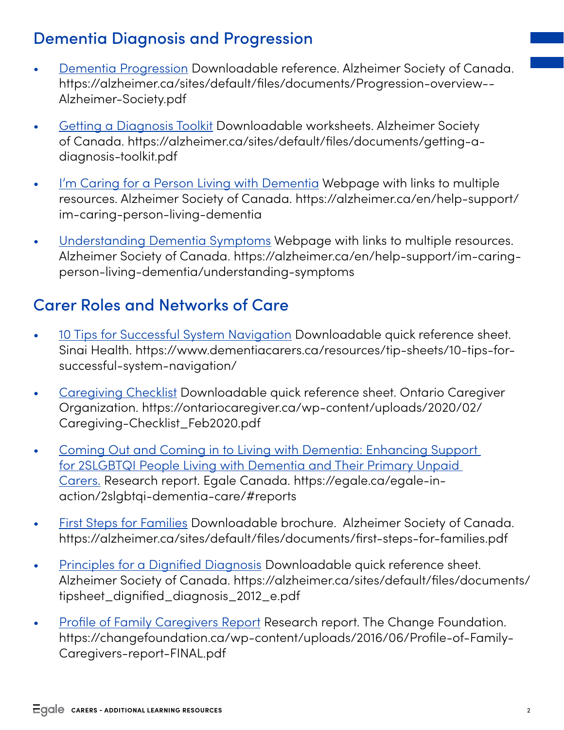## Dementia Diagnosis and Progression

- Dementia Progression Downloadable reference. Alzheimer Society of Canada. https://alzheimer.ca/sites/default/files/documents/Progression-overview--Alzheimer-Society.pdf
- Getting a Diagnosis Toolkit Downloadable worksheets. Alzheimer Society of Canada. https://alzheimer.ca/sites/default/files/documents/getting-a-diagnosis-toolkit.pdf
- I'm Caring for a Person Living with Dementia Webpage with links to multiple resources. Alzheimer Society of Canada. https://alzheimer.ca/en/help-support/im-caring-person-living-dementia
- Understanding Dementia Symptoms Webpage with links to multiple resources. Alzheimer Society of Canada. https://alzheimer.ca/en/help-support/im-caring-person-living-dementia/understanding-symptoms

## Carer Roles and Networks of Care

- 10 Tips for Successful System Navigation Downloadable quick reference sheet. Sinai Health. https://www.dementiacarers.ca/resources/tip-sheets/10-tips-for-successful-system-navigation/
- Caregiving Checklist Downloadable quick reference sheet. Ontario Caregiver Organization. https://ontariocaregiver.ca/wp-content/uploads/2020/02/Caregiving-Checklist_Feb2020.pdf
- Coming Out and Coming in to Living with Dementia: Enhancing Support for 2SLGBTQI People Living with Dementia and Their Primary Unpaid Carers. Research report. Egale Canada. https://egale.ca/egale-in-action/2slgbtqi-dementia-care/#reports
- First Steps for Families Downloadable brochure. Alzheimer Society of Canada. https://alzheimer.ca/sites/default/files/documents/first-steps-for-families.pdf
- Principles for a Dignified Diagnosis Downloadable quick reference sheet. Alzheimer Society of Canada. https://alzheimer.ca/sites/default/files/documents/tipsheet_dignified_diagnosis_2012_e.pdf
- Profile of Family Caregivers Report Research report. The Change Foundation. https://changefoundation.ca/wp-content/uploads/2016/06/Profile-of-Family-Caregivers-report-FINAL.pdf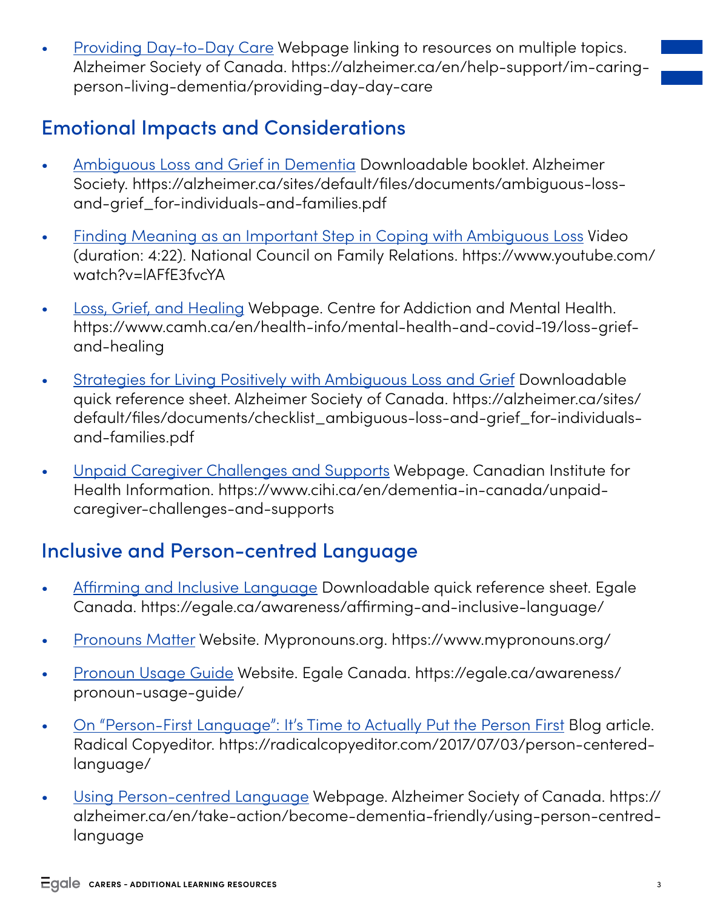- Providing Day-to-Day Care Webpage linking to resources on multiple topics. Alzheimer Society of Canada. https://alzheimer.ca/en/help-support/im-caring-person-living-dementia/providing-day-day-care

## Emotional Impacts and Considerations

- Ambiguous Loss and Grief in Dementia Downloadable booklet. Alzheimer Society. https://alzheimer.ca/sites/default/files/documents/ambiguous-loss-and-grief_for-individuals-and-families.pdf
- Finding Meaning as an Important Step in Coping with Ambiguous Loss Video (duration: 4:22). National Council on Family Relations. https://www.youtube.com/watch?v=lAFfE3fvcYA
- Loss, Grief, and Healing Webpage. Centre for Addiction and Mental Health. https://www.camh.ca/en/health-info/mental-health-and-covid-19/loss-grief-and-healing
- Strategies for Living Positively with Ambiguous Loss and Grief Downloadable quick reference sheet. Alzheimer Society of Canada. https://alzheimer.ca/sites/default/files/documents/checklist_ambiguous-loss-and-grief_for-individuals-and-families.pdf
- Unpaid Caregiver Challenges and Supports Webpage. Canadian Institute for Health Information. https://www.cihi.ca/en/dementia-in-canada/unpaid-caregiver-challenges-and-supports

## Inclusive and Person-centred Language

- Affirming and Inclusive Language Downloadable quick reference sheet. Egale Canada. https://egale.ca/awareness/affirming-and-inclusive-language/
- Pronouns Matter Website. Mypronouns.org. https://www.mypronouns.org/
- Pronoun Usage Guide Website. Egale Canada. https://egale.ca/awareness/pronoun-usage-guide/
- On "Person-First Language": It's Time to Actually Put the Person First Blog article. Radical Copyeditor. https://radicalcopyeditor.com/2017/07/03/person-centered-language/
- Using Person-centred Language Webpage. Alzheimer Society of Canada. https://alzheimer.ca/en/take-action/become-dementia-friendly/using-person-centred-language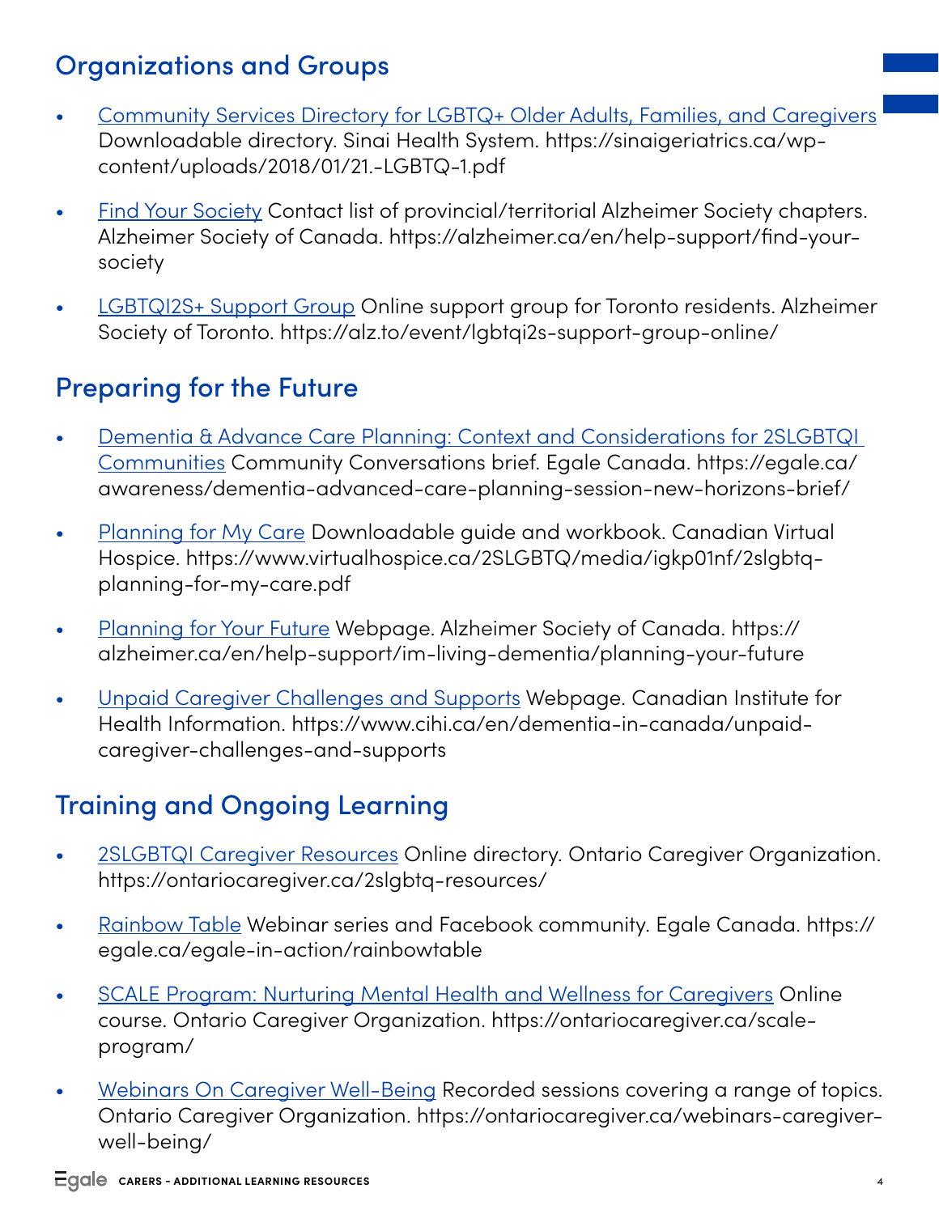## Organizations and Groups

- Community Services Directory for LGBTQ+ Older Adults, Families, and Caregivers Downloadable directory. Sinai Health System. https://sinaigeriatrics.ca/wp-content/uploads/2018/01/21.-LGBTQ-1.pdf
- Find Your Society Contact list of provincial/territorial Alzheimer Society chapters. Alzheimer Society of Canada. https://alzheimer.ca/en/help-support/find-your-society
- LGBTQI2S+ Support Group Online support group for Toronto residents. Alzheimer Society of Toronto. https://alz.to/event/lgbtqi2s-support-group-online/

## Preparing for the Future

- Dementia & Advance Care Planning: Context and Considerations for 2SLGBTQI Communities Community Conversations brief. Egale Canada. https://egale.ca/awareness/dementia-advanced-care-planning-session-new-horizons-brief/
- Planning for My Care Downloadable guide and workbook. Canadian Virtual Hospice. https://www.virtualhospice.ca/2SLGBTQ/media/igkp01nf/2slgbtq-planning-for-my-care.pdf
- Planning for Your Future Webpage. Alzheimer Society of Canada. https://alzheimer.ca/en/help-support/im-living-dementia/planning-your-future
- Unpaid Caregiver Challenges and Supports Webpage. Canadian Institute for Health Information. https://www.cihi.ca/en/dementia-in-canada/unpaid-caregiver-challenges-and-supports

## Training and Ongoing Learning

- 2SLGBTQI Caregiver Resources Online directory. Ontario Caregiver Organization. https://ontariocaregiver.ca/2slgbtq-resources/
- Rainbow Table Webinar series and Facebook community. Egale Canada. https://egale.ca/egale-in-action/rainbowtable
- SCALE Program: Nurturing Mental Health and Wellness for Caregivers Online course. Ontario Caregiver Organization. https://ontariocaregiver.ca/scale-program/
- Webinars On Caregiver Well-Being Recorded sessions covering a range of topics. Ontario Caregiver Organization. https://ontariocaregiver.ca/webinars-caregiver-well-being/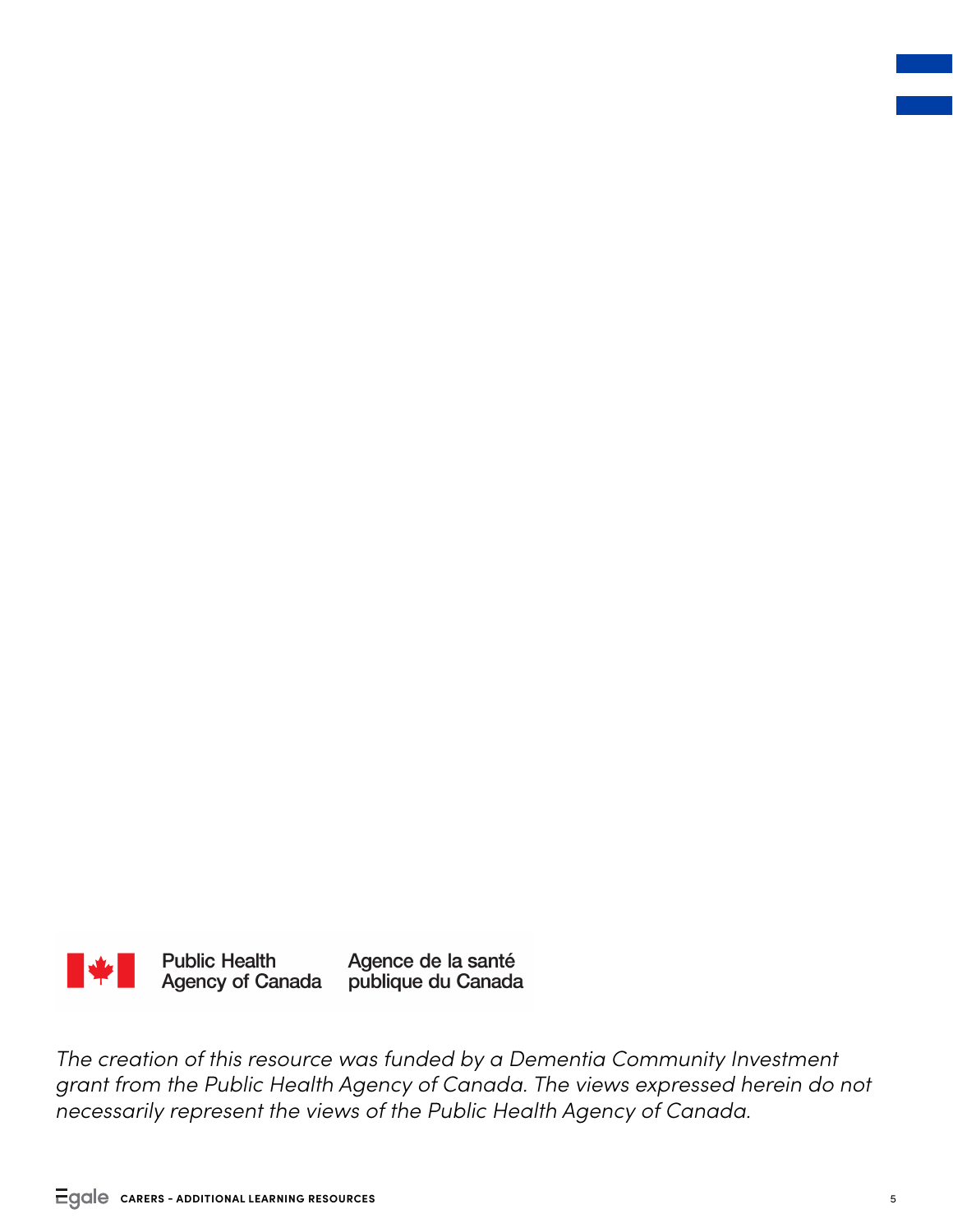Public Health Agency of Canada    Agence de la santé publique du Canada

*The creation of this resource was funded by a Dementia Community Investment grant from the Public Health Agency of Canada. The views expressed herein do not necessarily represent the views of the Public Health Agency of Canada.*